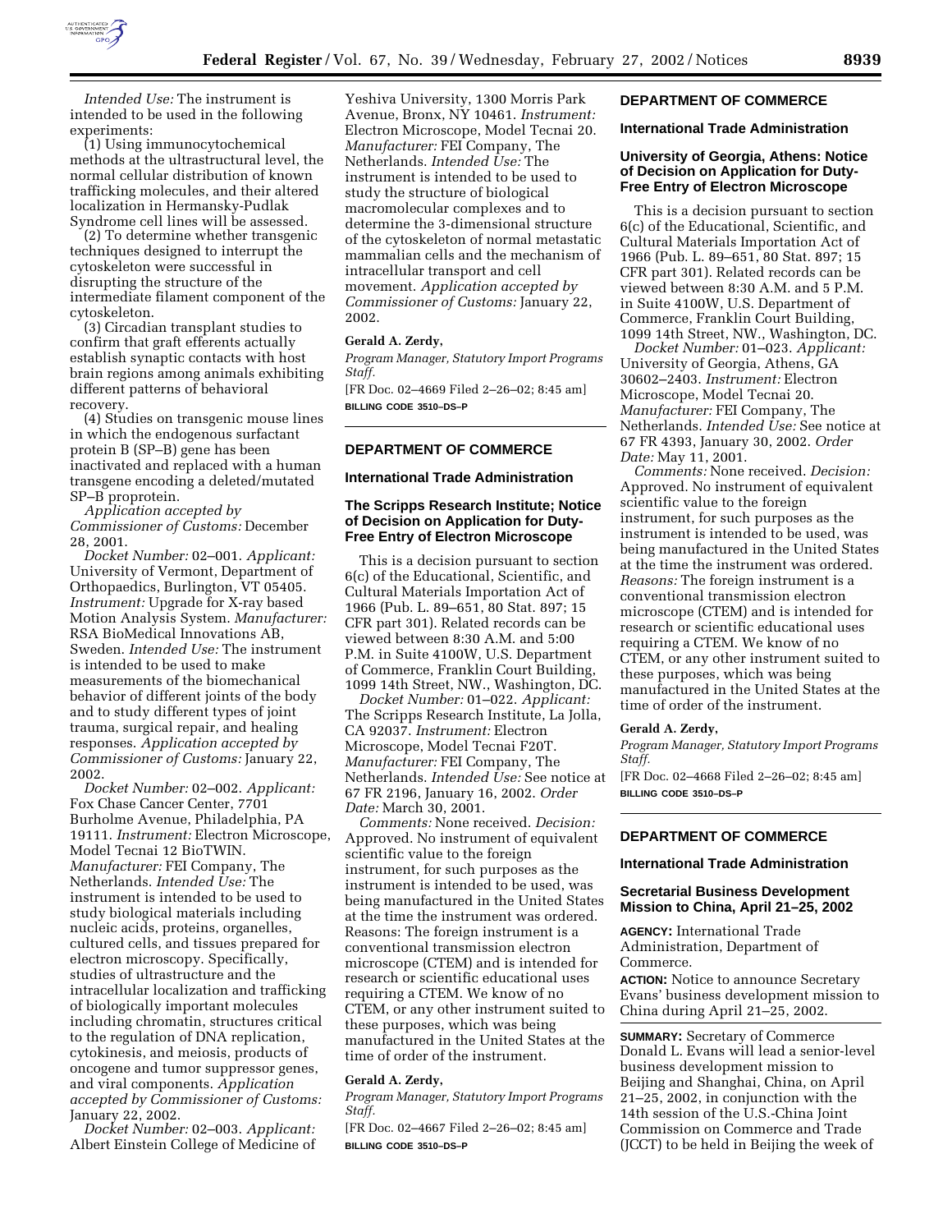*Intended Use:* The instrument is intended to be used in the following experiments:

(1) Using immunocytochemical methods at the ultrastructural level, the normal cellular distribution of known trafficking molecules, and their altered localization in Hermansky-Pudlak Syndrome cell lines will be assessed.

(2) To determine whether transgenic techniques designed to interrupt the cytoskeleton were successful in disrupting the structure of the intermediate filament component of the cytoskeleton.

(3) Circadian transplant studies to confirm that graft efferents actually establish synaptic contacts with host brain regions among animals exhibiting different patterns of behavioral recovery.

(4) Studies on transgenic mouse lines in which the endogenous surfactant protein B (SP–B) gene has been inactivated and replaced with a human transgene encoding a deleted/mutated SP–B proprotein.

*Application accepted by Commissioner of Customs:* December 28, 2001.

*Docket Number:* 02–001. *Applicant:* University of Vermont, Department of Orthopaedics, Burlington, VT 05405. *Instrument:* Upgrade for X-ray based Motion Analysis System. *Manufacturer:* RSA BioMedical Innovations AB, Sweden. *Intended Use:* The instrument is intended to be used to make measurements of the biomechanical behavior of different joints of the body and to study different types of joint trauma, surgical repair, and healing responses. *Application accepted by Commissioner of Customs:* January 22, 2002.

*Docket Number:* 02–002. *Applicant:* Fox Chase Cancer Center, 7701 Burholme Avenue, Philadelphia, PA 19111. *Instrument:* Electron Microscope, Model Tecnai 12 BioTWIN. *Manufacturer:* FEI Company, The Netherlands. *Intended Use:* The instrument is intended to be used to study biological materials including nucleic acids, proteins, organelles, cultured cells, and tissues prepared for electron microscopy. Specifically, studies of ultrastructure and the intracellular localization and trafficking of biologically important molecules including chromatin, structures critical to the regulation of DNA replication, cytokinesis, and meiosis, products of oncogene and tumor suppressor genes, and viral components. *Application accepted by Commissioner of Customs:* January 22, 2002.

*Docket Number:* 02–003. *Applicant:* Albert Einstein College of Medicine of Yeshiva University, 1300 Morris Park Avenue, Bronx, NY 10461. *Instrument:* Electron Microscope, Model Tecnai 20. *Manufacturer:* FEI Company, The Netherlands. *Intended Use:* The instrument is intended to be used to study the structure of biological macromolecular complexes and to determine the 3-dimensional structure of the cytoskeleton of normal metastatic mammalian cells and the mechanism of intracellular transport and cell movement. *Application accepted by Commissioner of Customs:* January 22, 2002.

**Gerald A. Zerdy,**

*Program Manager, Statutory Import Programs Staff.*

[FR Doc. 02–4669 Filed 2–26–02; 8:45 am]

**BILLING CODE 3510–DS–P**

---

## DEPARTMENT OF COMMERCE

### International Trade Administration

### The Scripps Research Institute; Notice of Decision on Application for Duty-Free Entry of Electron Microscope

This is a decision pursuant to section 6(c) of the Educational, Scientific, and Cultural Materials Importation Act of 1966 (Pub. L. 89–651, 80 Stat. 897; 15 CFR part 301). Related records can be viewed between 8:30 A.M. and 5:00 P.M. in Suite 4100W, U.S. Department of Commerce, Franklin Court Building, 1099 14th Street, NW., Washington, DC.

*Docket Number:* 01–022. *Applicant:* The Scripps Research Institute, La Jolla, CA 92037. *Instrument:* Electron Microscope, Model Tecnai F20T. *Manufacturer:* FEI Company, The Netherlands. *Intended Use:* See notice at 67 FR 2196, January 16, 2002. *Order Date:* March 30, 2001.

*Comments:* None received. *Decision:* Approved. No instrument of equivalent scientific value to the foreign instrument, for such purposes as the instrument is intended to be used, was being manufactured in the United States at the time the instrument was ordered. Reasons: The foreign instrument is a conventional transmission electron microscope (CTEM) and is intended for research or scientific educational uses requiring a CTEM. We know of no CTEM, or any other instrument suited to these purposes, which was being manufactured in the United States at the time of order of the instrument.

**Gerald A. Zerdy,**

*Program Manager, Statutory Import Programs Staff.*

[FR Doc. 02–4667 Filed 2–26–02; 8:45 am]

**BILLING CODE 3510–DS–P**

---

## DEPARTMENT OF COMMERCE

### International Trade Administration

### University of Georgia, Athens: Notice of Decision on Application for Duty-Free Entry of Electron Microscope

This is a decision pursuant to section 6(c) of the Educational, Scientific, and Cultural Materials Importation Act of 1966 (Pub. L. 89–651, 80 Stat. 897; 15 CFR part 301). Related records can be viewed between 8:30 A.M. and 5 P.M. in Suite 4100W, U.S. Department of Commerce, Franklin Court Building, 1099 14th Street, NW., Washington, DC.

*Docket Number:* 01–023. *Applicant:* University of Georgia, Athens, GA 30602–2403. *Instrument:* Electron Microscope, Model Tecnai 20. *Manufacturer:* FEI Company, The Netherlands. *Intended Use:* See notice at 67 FR 4393, January 30, 2002. *Order Date:* May 11, 2001.

*Comments:* None received. *Decision:* Approved. No instrument of equivalent scientific value to the foreign instrument, for such purposes as the instrument is intended to be used, was being manufactured in the United States at the time the instrument was ordered. *Reasons:* The foreign instrument is a conventional transmission electron microscope (CTEM) and is intended for research or scientific educational uses requiring a CTEM. We know of no CTEM, or any other instrument suited to these purposes, which was being manufactured in the United States at the time of order of the instrument.

**Gerald A. Zerdy,**

*Program Manager, Statutory Import Programs Staff.*

[FR Doc. 02–4668 Filed 2–26–02; 8:45 am]

**BILLING CODE 3510–DS–P**

---

## DEPARTMENT OF COMMERCE

### International Trade Administration

### Secretarial Business Development Mission to China, April 21–25, 2002

**AGENCY:** International Trade Administration, Department of Commerce.

**ACTION:** Notice to announce Secretary Evans' business development mission to China during April 21–25, 2002.

**SUMMARY:** Secretary of Commerce Donald L. Evans will lead a senior-level business development mission to Beijing and Shanghai, China, on April 21–25, 2002, in conjunction with the 14th session of the U.S.-China Joint Commission on Commerce and Trade (JCCT) to be held in Beijing the week of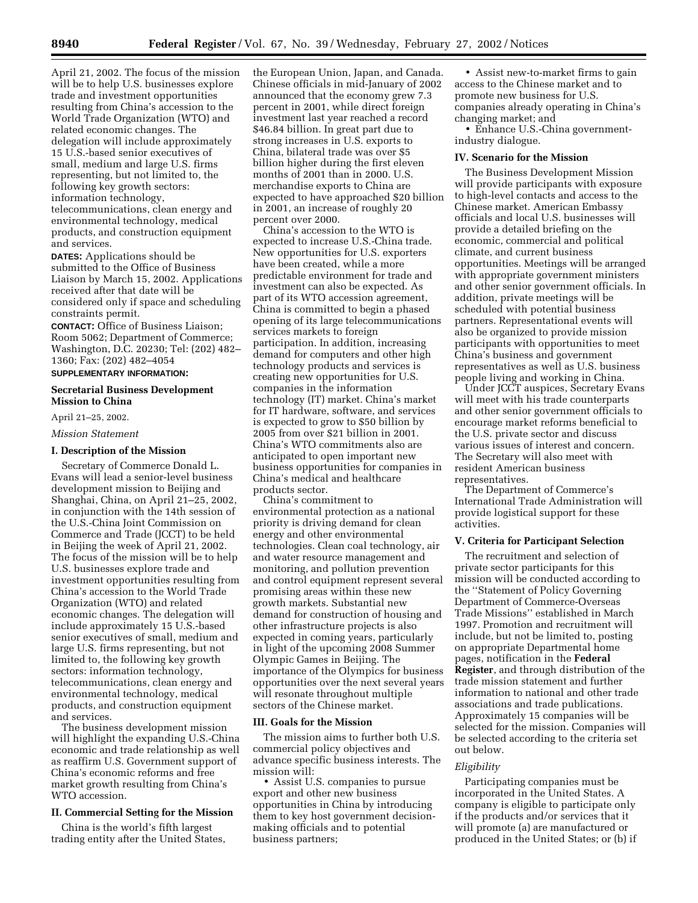April 21, 2002. The focus of the mission will be to help U.S. businesses explore trade and investment opportunities resulting from China's accession to the World Trade Organization (WTO) and related economic changes. The delegation will include approximately 15 U.S.-based senior executives of small, medium and large U.S. firms representing, but not limited to, the following key growth sectors: information technology, telecommunications, clean energy and environmental technology, medical products, and construction equipment and services.

**DATES:** Applications should be submitted to the Office of Business Liaison by March 15, 2002. Applications received after that date will be considered only if space and scheduling constraints permit.

**CONTACT:** Office of Business Liaison; Room 5062; Department of Commerce; Washington, D.C. 20230; Tel: (202) 482–1360; Fax: (202) 482–4054

**SUPPLEMENTARY INFORMATION:**

## Secretarial Business Development Mission to China

April 21–25, 2002.

*Mission Statement*

### I. Description of the Mission

Secretary of Commerce Donald L. Evans will lead a senior-level business development mission to Beijing and Shanghai, China, on April 21–25, 2002, in conjunction with the 14th session of the U.S.-China Joint Commission on Commerce and Trade (JCCT) to be held in Beijing the week of April 21, 2002. The focus of the mission will be to help U.S. businesses explore trade and investment opportunities resulting from China's accession to the World Trade Organization (WTO) and related economic changes. The delegation will include approximately 15 U.S.-based senior executives of small, medium and large U.S. firms representing, but not limited to, the following key growth sectors: information technology, telecommunications, clean energy and environmental technology, medical products, and construction equipment and services.

The business development mission will highlight the expanding U.S.-China economic and trade relationship as well as reaffirm U.S. Government support of China's economic reforms and free market growth resulting from China's WTO accession.

### II. Commercial Setting for the Mission

China is the world's fifth largest trading entity after the United States, the European Union, Japan, and Canada. Chinese officials in mid-January of 2002 announced that the economy grew 7.3 percent in 2001, while direct foreign investment last year reached a record $46.84 billion. In great part due to strong increases in U.S. exports to China, bilateral trade was over $5 billion higher during the first eleven months of 2001 than in 2000. U.S. merchandise exports to China are expected to have approached $20 billion in 2001, an increase of roughly 20 percent over 2000.

China's accession to the WTO is expected to increase U.S.-China trade. New opportunities for U.S. exporters have been created, while a more predictable environment for trade and investment can also be expected. As part of its WTO accession agreement, China is committed to begin a phased opening of its large telecommunications services markets to foreign participation. In addition, increasing demand for computers and other high technology products and services is creating new opportunities for U.S. companies in the information technology (IT) market. China's market for IT hardware, software, and services is expected to grow to $50 billion by 2005 from over $21 billion in 2001. China's WTO commitments also are anticipated to open important new business opportunities for companies in China's medical and healthcare products sector.

China's commitment to environmental protection as a national priority is driving demand for clean energy and other environmental technologies. Clean coal technology, air and water resource management and monitoring, and pollution prevention and control equipment represent several promising areas within these new growth markets. Substantial new demand for construction of housing and other infrastructure projects is also expected in coming years, particularly in light of the upcoming 2008 Summer Olympic Games in Beijing. The importance of the Olympics for business opportunities over the next several years will resonate throughout multiple sectors of the Chinese market.

### III. Goals for the Mission

The mission aims to further both U.S. commercial policy objectives and advance specific business interests. The mission will:

- Assist U.S. companies to pursue export and other new business opportunities in China by introducing them to key host government decision-making officials and to potential business partners;
- Assist new-to-market firms to gain access to the Chinese market and to promote new business for U.S. companies already operating in China's changing market; and
- Enhance U.S.-China government-industry dialogue.

### IV. Scenario for the Mission

The Business Development Mission will provide participants with exposure to high-level contacts and access to the Chinese market. American Embassy officials and local U.S. businesses will provide a detailed briefing on the economic, commercial and political climate, and current business opportunities. Meetings will be arranged with appropriate government ministers and other senior government officials. In addition, private meetings will be scheduled with potential business partners. Representational events will also be organized to provide mission participants with opportunities to meet China's business and government representatives as well as U.S. business people living and working in China.

Under JCCT auspices, Secretary Evans will meet with his trade counterparts and other senior government officials to encourage market reforms beneficial to the U.S. private sector and discuss various issues of interest and concern. The Secretary will also meet with resident American business representatives.

The Department of Commerce's International Trade Administration will provide logistical support for these activities.

### V. Criteria for Participant Selection

The recruitment and selection of private sector participants for this mission will be conducted according to the ''Statement of Policy Governing Department of Commerce-Overseas Trade Missions'' established in March 1997. Promotion and recruitment will include, but not be limited to, posting on appropriate Departmental home pages, notification in the **Federal Register**, and through distribution of the trade mission statement and further information to national and other trade associations and trade publications. Approximately 15 companies will be selected for the mission. Companies will be selected according to the criteria set out below.

*Eligibility*

Participating companies must be incorporated in the United States. A company is eligible to participate only if the products and/or services that it will promote (a) are manufactured or produced in the United States; or (b) if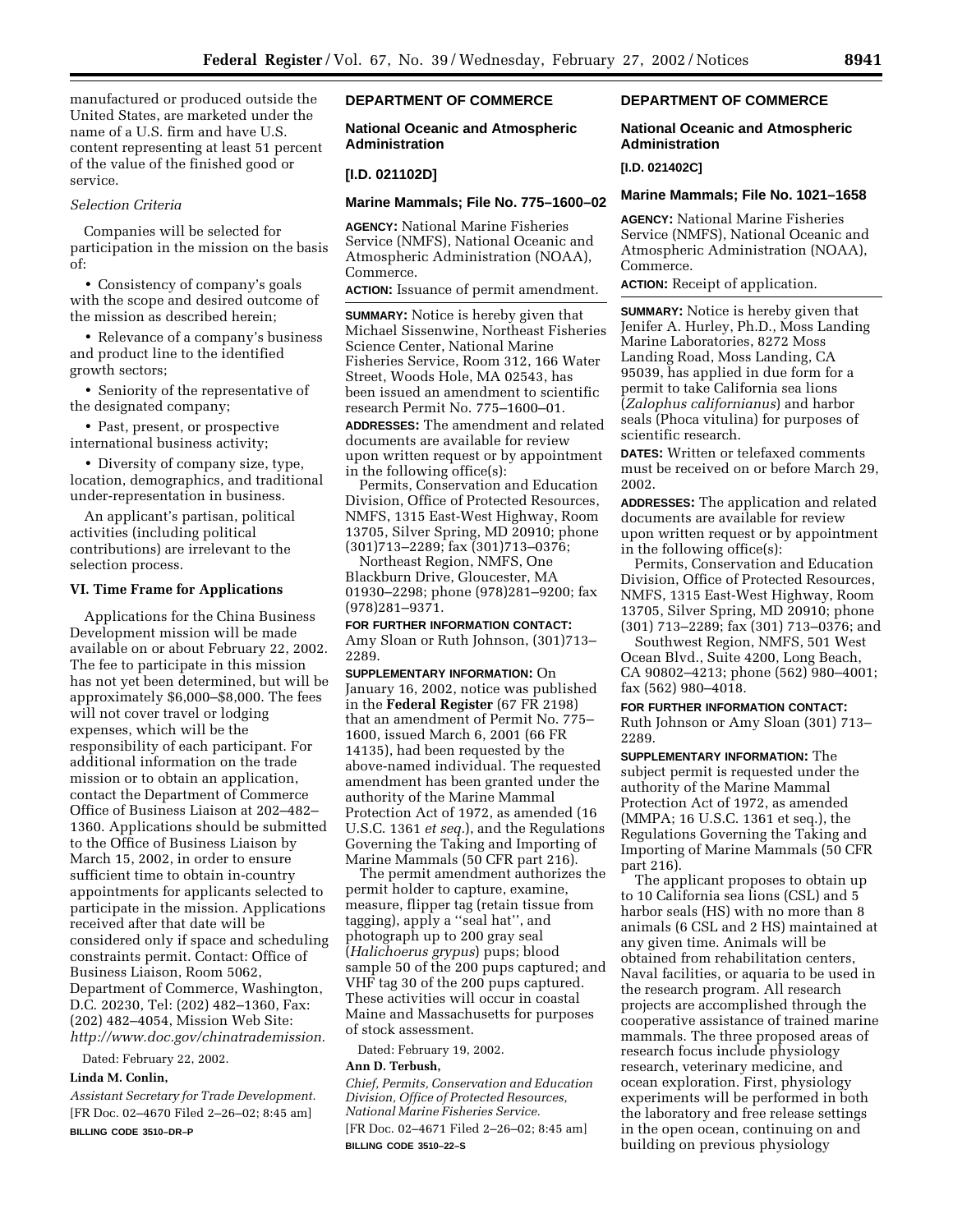manufactured or produced outside the United States, are marketed under the name of a U.S. firm and have U.S. content representing at least 51 percent of the value of the finished good or service.

*Selection Criteria*

Companies will be selected for participation in the mission on the basis of:

- Consistency of company's goals with the scope and desired outcome of the mission as described herein;
- Relevance of a company's business and product line to the identified growth sectors;
- Seniority of the representative of the designated company;
- Past, present, or prospective international business activity;
- Diversity of company size, type, location, demographics, and traditional under-representation in business.

An applicant's partisan, political activities (including political contributions) are irrelevant to the selection process.

### VI. Time Frame for Applications

Applications for the China Business Development mission will be made available on or about February 22, 2002. The fee to participate in this mission has not yet been determined, but will be approximately $6,000–$8,000. The fees will not cover travel or lodging expenses, which will be the responsibility of each participant. For additional information on the trade mission or to obtain an application, contact the Department of Commerce Office of Business Liaison at 202–482–1360. Applications should be submitted to the Office of Business Liaison by March 15, 2002, in order to ensure sufficient time to obtain in-country appointments for applicants selected to participate in the mission. Applications received after that date will be considered only if space and scheduling constraints permit. Contact: Office of Business Liaison, Room 5062, Department of Commerce, Washington, D.C. 20230, Tel: (202) 482–1360, Fax: (202) 482–4054, Mission Web Site: *http://www.doc.gov/chinatrademission.*

Dated: February 22, 2002.

**Linda M. Conlin,**

*Assistant Secretary for Trade Development.*

[FR Doc. 02–4670 Filed 2–26–02; 8:45 am]

**BILLING CODE 3510–DR–P**

## DEPARTMENT OF COMMERCE

### National Oceanic and Atmospheric Administration

### [I.D. 021102D]

### Marine Mammals; File No. 775–1600–02

**AGENCY:** National Marine Fisheries Service (NMFS), National Oceanic and Atmospheric Administration (NOAA), Commerce.

**ACTION:** Issuance of permit amendment.

**SUMMARY:** Notice is hereby given that Michael Sissenwine, Northeast Fisheries Science Center, National Marine Fisheries Service, Room 312, 166 Water Street, Woods Hole, MA 02543, has been issued an amendment to scientific research Permit No. 775–1600–01.

**ADDRESSES:** The amendment and related documents are available for review upon written request or by appointment in the following office(s):

Permits, Conservation and Education Division, Office of Protected Resources, NMFS, 1315 East-West Highway, Room 13705, Silver Spring, MD 20910; phone (301)713–2289; fax (301)713–0376;

Northeast Region, NMFS, One Blackburn Drive, Gloucester, MA 01930–2298; phone (978)281–9200; fax (978)281–9371.

**FOR FURTHER INFORMATION CONTACT:** Amy Sloan or Ruth Johnson, (301)713–2289.

**SUPPLEMENTARY INFORMATION:** On January 16, 2002, notice was published in the **Federal Register** (67 FR 2198) that an amendment of Permit No. 775–1600, issued March 6, 2001 (66 FR 14135), had been requested by the above-named individual. The requested amendment has been granted under the authority of the Marine Mammal Protection Act of 1972, as amended (16 U.S.C. 1361 *et seq.*), and the Regulations Governing the Taking and Importing of Marine Mammals (50 CFR part 216).

The permit amendment authorizes the permit holder to capture, examine, measure, flipper tag (retain tissue from tagging), apply a ''seal hat'', and photograph up to 200 gray seal (*Halichoerus grypus*) pups; blood sample 50 of the 200 pups captured; and VHF tag 30 of the 200 pups captured. These activities will occur in coastal Maine and Massachusetts for purposes of stock assessment.

Dated: February 19, 2002.

**Ann D. Terbush,**

*Chief, Permits, Conservation and Education Division, Office of Protected Resources, National Marine Fisheries Service.*

[FR Doc. 02–4671 Filed 2–26–02; 8:45 am]

**BILLING CODE 3510–22–S**

## DEPARTMENT OF COMMERCE

### National Oceanic and Atmospheric Administration

### [I.D. 021402C]

### Marine Mammals; File No. 1021–1658

**AGENCY:** National Marine Fisheries Service (NMFS), National Oceanic and Atmospheric Administration (NOAA), Commerce.

**ACTION:** Receipt of application.

**SUMMARY:** Notice is hereby given that Jenifer A. Hurley, Ph.D., Moss Landing Marine Laboratories, 8272 Moss Landing Road, Moss Landing, CA 95039, has applied in due form for a permit to take California sea lions (*Zalophus californianus*) and harbor seals (Phoca vitulina) for purposes of scientific research.

**DATES:** Written or telefaxed comments must be received on or before March 29, 2002.

**ADDRESSES:** The application and related documents are available for review upon written request or by appointment in the following office(s):

Permits, Conservation and Education Division, Office of Protected Resources, NMFS, 1315 East-West Highway, Room 13705, Silver Spring, MD 20910; phone (301) 713–2289; fax (301) 713–0376; and

Southwest Region, NMFS, 501 West Ocean Blvd., Suite 4200, Long Beach, CA 90802–4213; phone (562) 980–4001; fax (562) 980–4018.

**FOR FURTHER INFORMATION CONTACT:** Ruth Johnson or Amy Sloan (301) 713–2289.

**SUPPLEMENTARY INFORMATION:** The subject permit is requested under the authority of the Marine Mammal Protection Act of 1972, as amended (MMPA; 16 U.S.C. 1361 et seq.), the Regulations Governing the Taking and Importing of Marine Mammals (50 CFR part 216).

The applicant proposes to obtain up to 10 California sea lions (CSL) and 5 harbor seals (HS) with no more than 8 animals (6 CSL and 2 HS) maintained at any given time. Animals will be obtained from rehabilitation centers, Naval facilities, or aquaria to be used in the research program. All research projects are accomplished through the cooperative assistance of trained marine mammals. The three proposed areas of research focus include physiology research, veterinary medicine, and ocean exploration. First, physiology experiments will be performed in both the laboratory and free release settings in the open ocean, continuing on and building on previous physiology